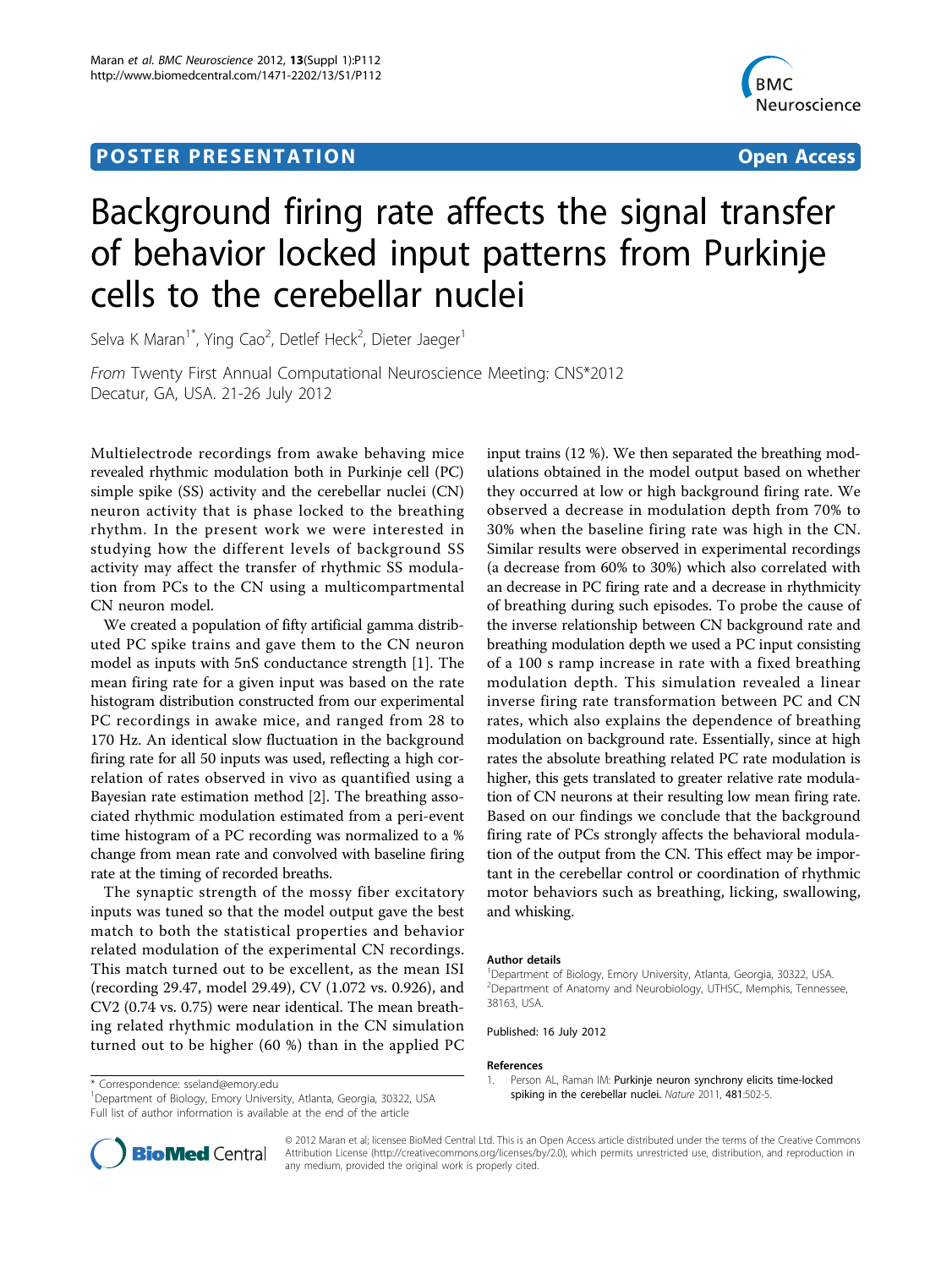POSTER PRESENTATION | Open Access

# Background firing rate affects the signal transfer of behavior locked input patterns from Purkinje cells to the cerebellar nuclei

Selva K Maran[1*], Ying Cao[2], Detlef Heck[2], Dieter Jaeger[1]

*From* Twenty First Annual Computational Neuroscience Meeting: CNS*2012
Decatur, GA, USA. 21-26 July 2012

Multielectrode recordings from awake behaving mice revealed rhythmic modulation both in Purkinje cell (PC) simple spike (SS) activity and the cerebellar nuclei (CN) neuron activity that is phase locked to the breathing rhythm. In the present work we were interested in studying how the different levels of background SS activity may affect the transfer of rhythmic SS modulation from PCs to the CN using a multicompartmental CN neuron model.

We created a population of fifty artificial gamma distributed PC spike trains and gave them to the CN neuron model as inputs with 5nS conductance strength [1]. The mean firing rate for a given input was based on the rate histogram distribution constructed from our experimental PC recordings in awake mice, and ranged from 28 to 170 Hz. An identical slow fluctuation in the background firing rate for all 50 inputs was used, reflecting a high correlation of rates observed in vivo as quantified using a Bayesian rate estimation method [2]. The breathing associated rhythmic modulation estimated from a peri-event time histogram of a PC recording was normalized to a % change from mean rate and convolved with baseline firing rate at the timing of recorded breaths.

The synaptic strength of the mossy fiber excitatory inputs was tuned so that the model output gave the best match to both the statistical properties and behavior related modulation of the experimental CN recordings. This match turned out to be excellent, as the mean ISI (recording 29.47, model 29.49), CV (1.072 vs. 0.926), and CV2 (0.74 vs. 0.75) were near identical. The mean breathing related rhythmic modulation in the CN simulation turned out to be higher (60 %) than in the applied PC input trains (12 %). We then separated the breathing modulations obtained in the model output based on whether they occurred at low or high background firing rate. We observed a decrease in modulation depth from 70% to 30% when the baseline firing rate was high in the CN. Similar results were observed in experimental recordings (a decrease from 60% to 30%) which also correlated with an decrease in PC firing rate and a decrease in rhythmicity of breathing during such episodes. To probe the cause of the inverse relationship between CN background rate and breathing modulation depth we used a PC input consisting of a 100 s ramp increase in rate with a fixed breathing modulation depth. This simulation revealed a linear inverse firing rate transformation between PC and CN rates, which also explains the dependence of breathing modulation on background rate. Essentially, since at high rates the absolute breathing related PC rate modulation is higher, this gets translated to greater relative rate modulation of CN neurons at their resulting low mean firing rate. Based on our findings we conclude that the background firing rate of PCs strongly affects the behavioral modulation of the output from the CN. This effect may be important in the cerebellar control or coordination of rhythmic motor behaviors such as breathing, licking, swallowing, and whisking.

#### Author details

[1]Department of Biology, Emory University, Atlanta, Georgia, 30322, USA.
[2]Department of Anatomy and Neurobiology, UTHSC, Memphis, Tennessee, 38163, USA.

Published: 16 July 2012

#### References

1. Person AL, Raman IM: **Purkinje neuron synchrony elicits time-locked spiking in the cerebellar nuclei.** *Nature* 2011, **481**:502-5.

* Correspondence: sseland@emory.edu
[1]Department of Biology, Emory University, Atlanta, Georgia, 30322, USA
Full list of author information is available at the end of the article

© 2012 Maran et al; licensee BioMed Central Ltd. This is an Open Access article distributed under the terms of the Creative Commons Attribution License (http://creativecommons.org/licenses/by/2.0), which permits unrestricted use, distribution, and reproduction in any medium, provided the original work is properly cited.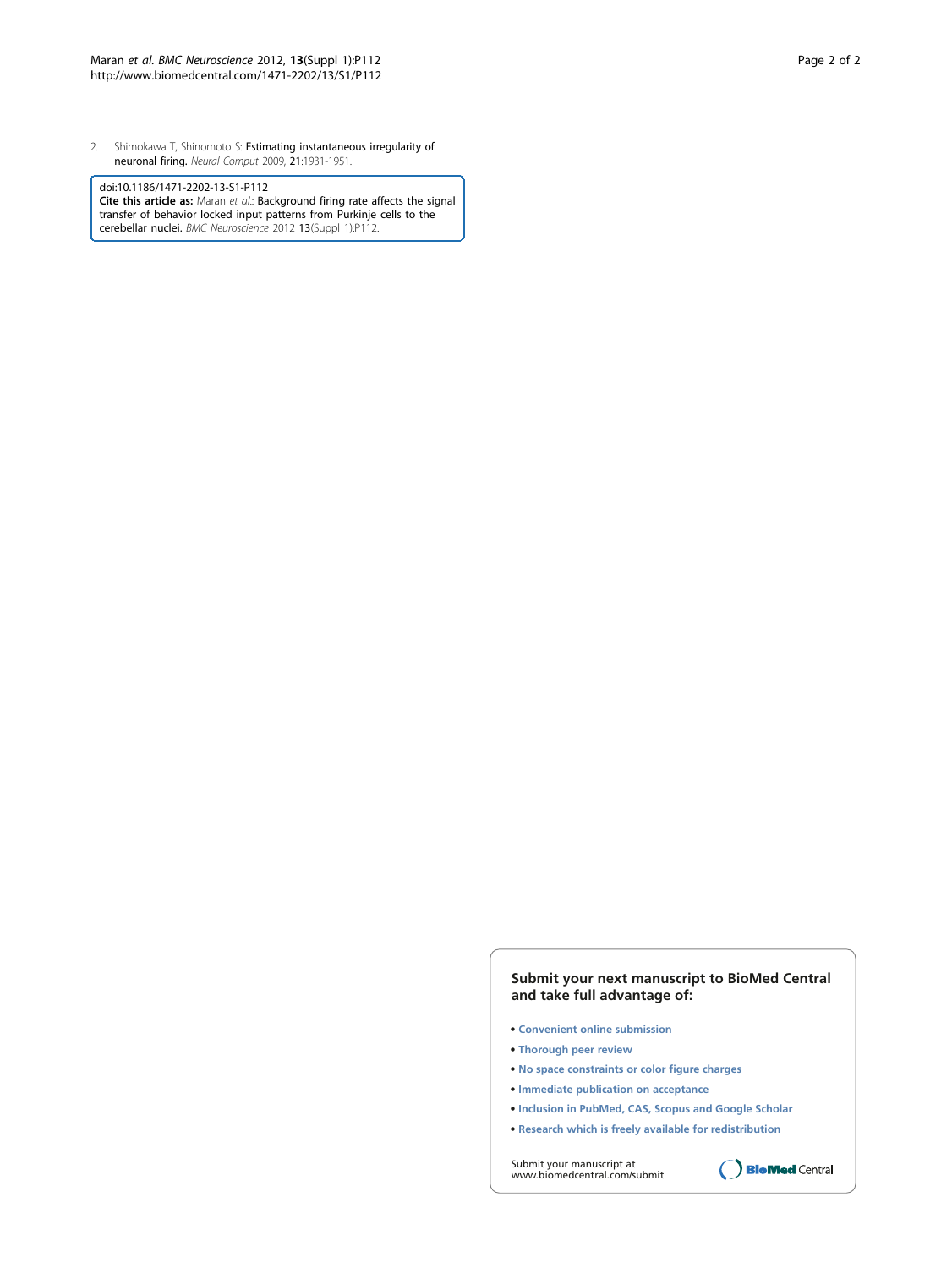2. Shimokawa T, Shinomoto S: **Estimating instantaneous irregularity of neuronal firing.** *Neural Comput* 2009, **21**:1931-1951.

doi:10.1186/1471-2202-13-S1-P112
**Cite this article as:** Maran *et al.*: Background firing rate affects the signal transfer of behavior locked input patterns from Purkinje cells to the cerebellar nuclei. *BMC Neuroscience* 2012 **13**(Suppl 1):P112.

**Submit your next manuscript to BioMed Central and take full advantage of:**

- **Convenient online submission**
- **Thorough peer review**
- **No space constraints or color figure charges**
- **Immediate publication on acceptance**
- **Inclusion in PubMed, CAS, Scopus and Google Scholar**
- **Research which is freely available for redistribution**

Submit your manuscript at
www.biomedcentral.com/submit

BioMed Central